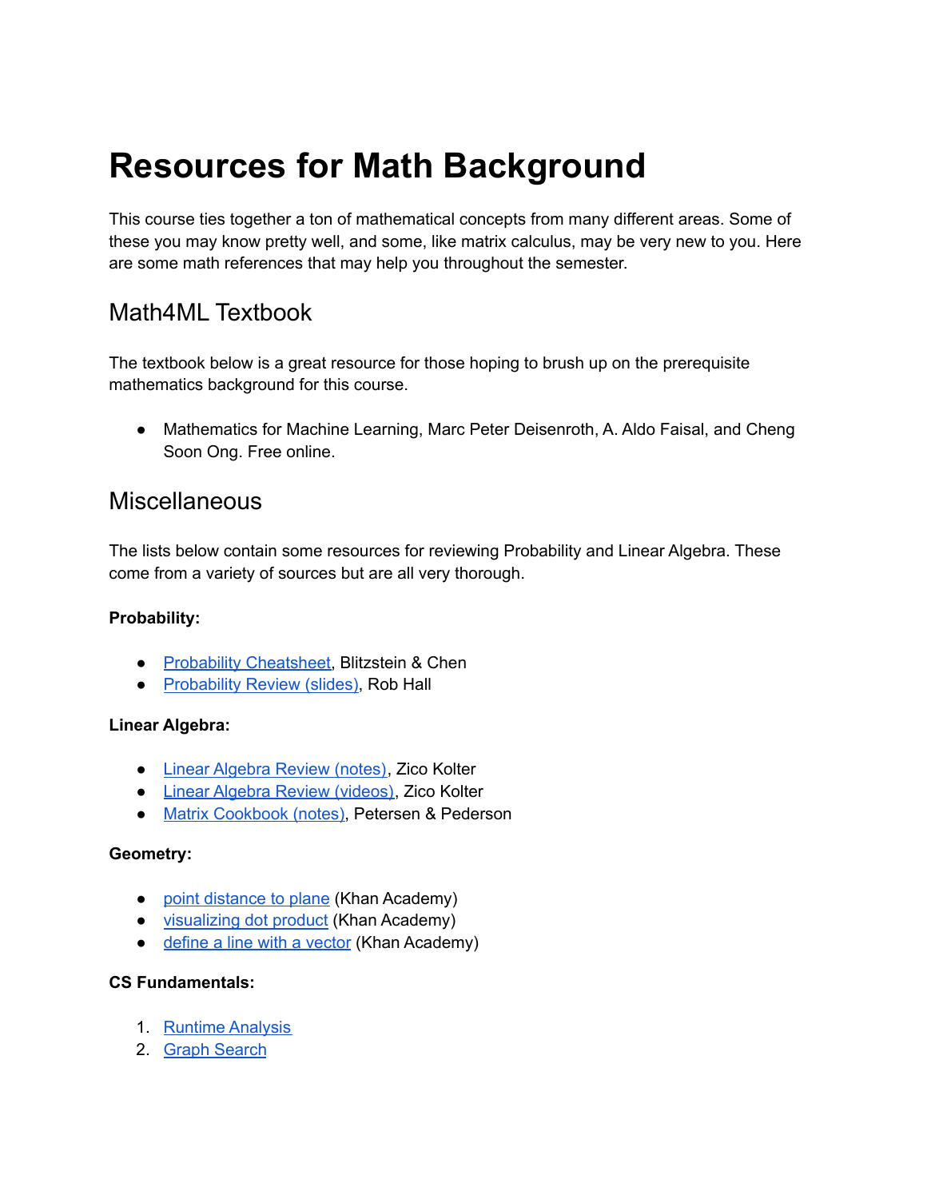# Resources for Math Background

This course ties together a ton of mathematical concepts from many different areas. Some of these you may know pretty well, and some, like matrix calculus, may be very new to you. Here are some math references that may help you throughout the semester.

## Math4ML Textbook

The textbook below is a great resource for those hoping to brush up on the prerequisite mathematics background for this course.

- Mathematics for Machine Learning, Marc Peter Deisenroth, A. Aldo Faisal, and Cheng Soon Ong. Free online.

## Miscellaneous

The lists below contain some resources for reviewing Probability and Linear Algebra. These come from a variety of sources but are all very thorough.

**Probability:**

- Probability Cheatsheet, Blitzstein & Chen
- Probability Review (slides), Rob Hall

**Linear Algebra:**

- Linear Algebra Review (notes), Zico Kolter
- Linear Algebra Review (videos), Zico Kolter
- Matrix Cookbook (notes), Petersen & Pederson

**Geometry:**

- point distance to plane (Khan Academy)
- visualizing dot product (Khan Academy)
- define a line with a vector (Khan Academy)

**CS Fundamentals:**

1. Runtime Analysis
2. Graph Search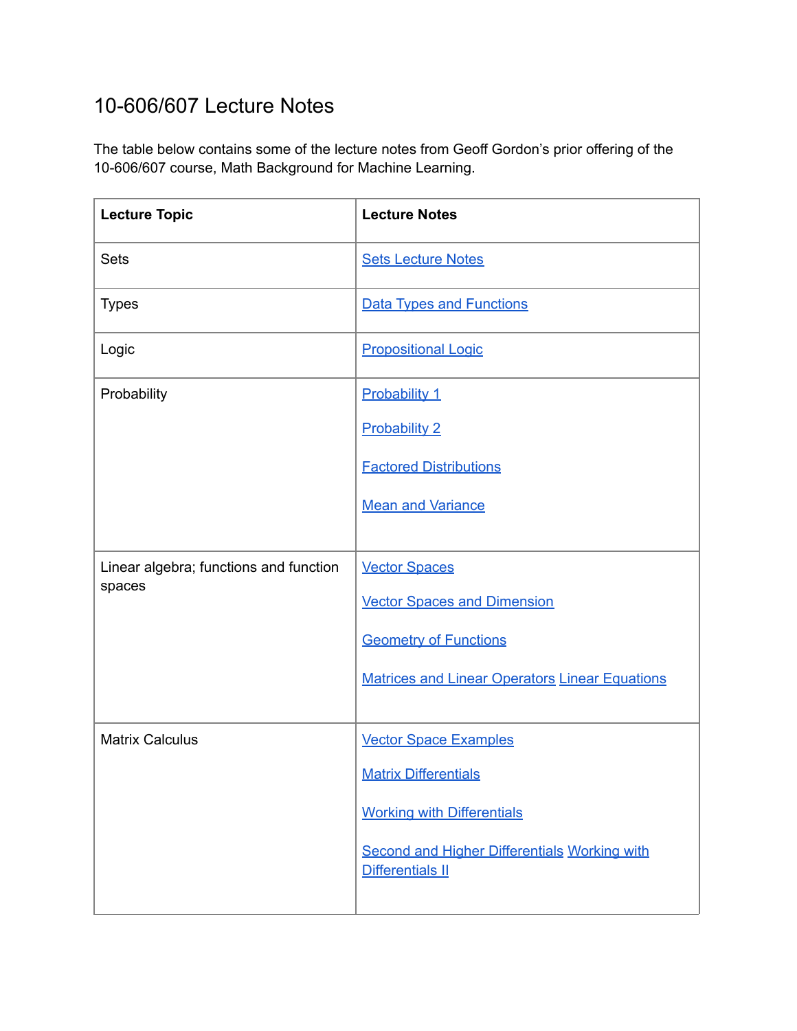# 10-606/607 Lecture Notes

The table below contains some of the lecture notes from Geoff Gordon's prior offering of the 10-606/607 course, Math Background for Machine Learning.

| Lecture Topic | Lecture Notes |
| --- | --- |
| Sets | Sets Lecture Notes |
| Types | Data Types and Functions |
| Logic | Propositional Logic |
| Probability | Probability 1<br>Probability 2<br>Factored Distributions<br>Mean and Variance |
| Linear algebra; functions and function spaces | Vector Spaces<br>Vector Spaces and Dimension<br>Geometry of Functions<br>Matrices and Linear Operators Linear Equations |
| Matrix Calculus | Vector Space Examples<br>Matrix Differentials<br>Working with Differentials<br>Second and Higher Differentials Working with Differentials II |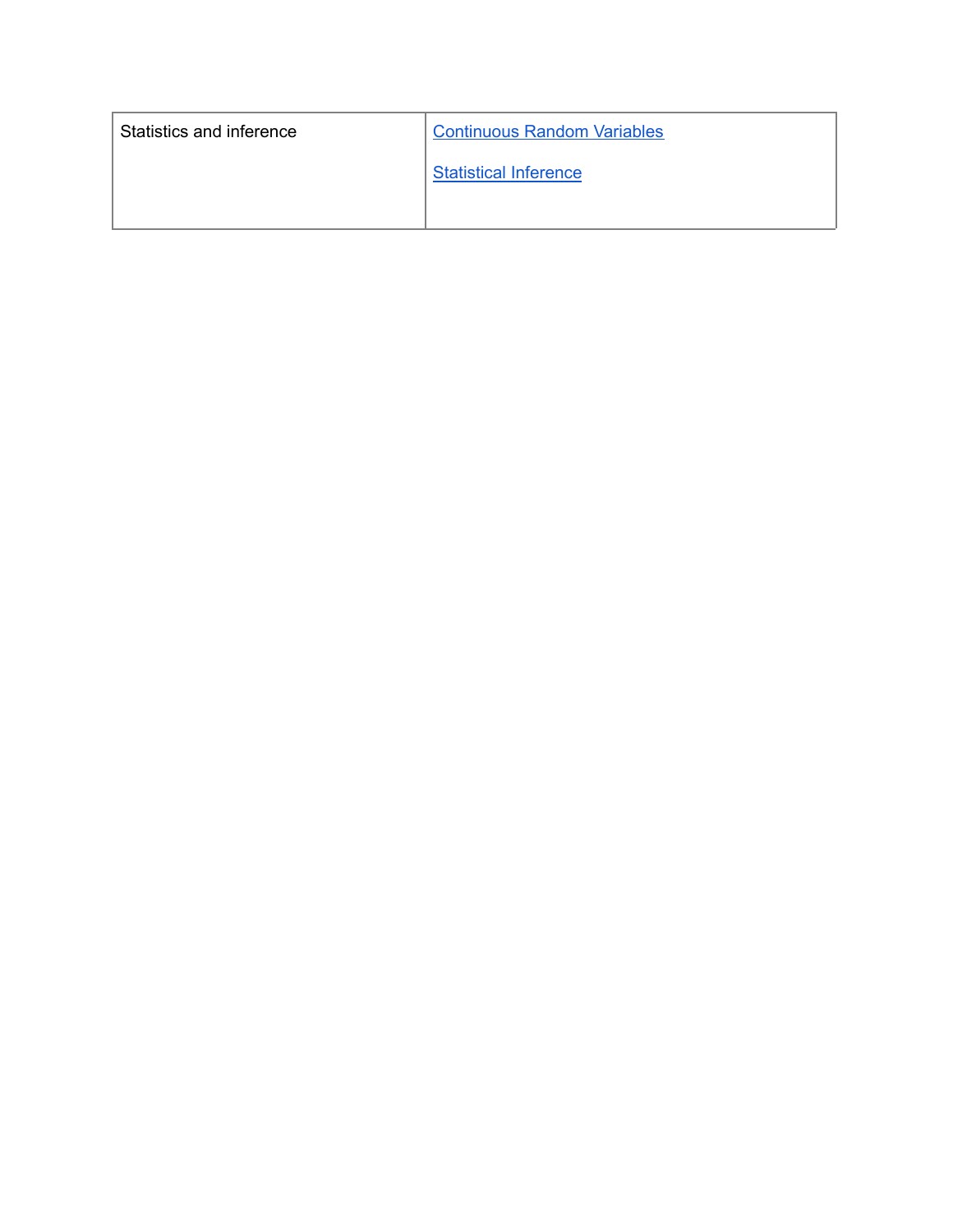| | |
|---|---|
| Statistics and inference | [Continuous Random Variables]<br><br>[Statistical Inference] |